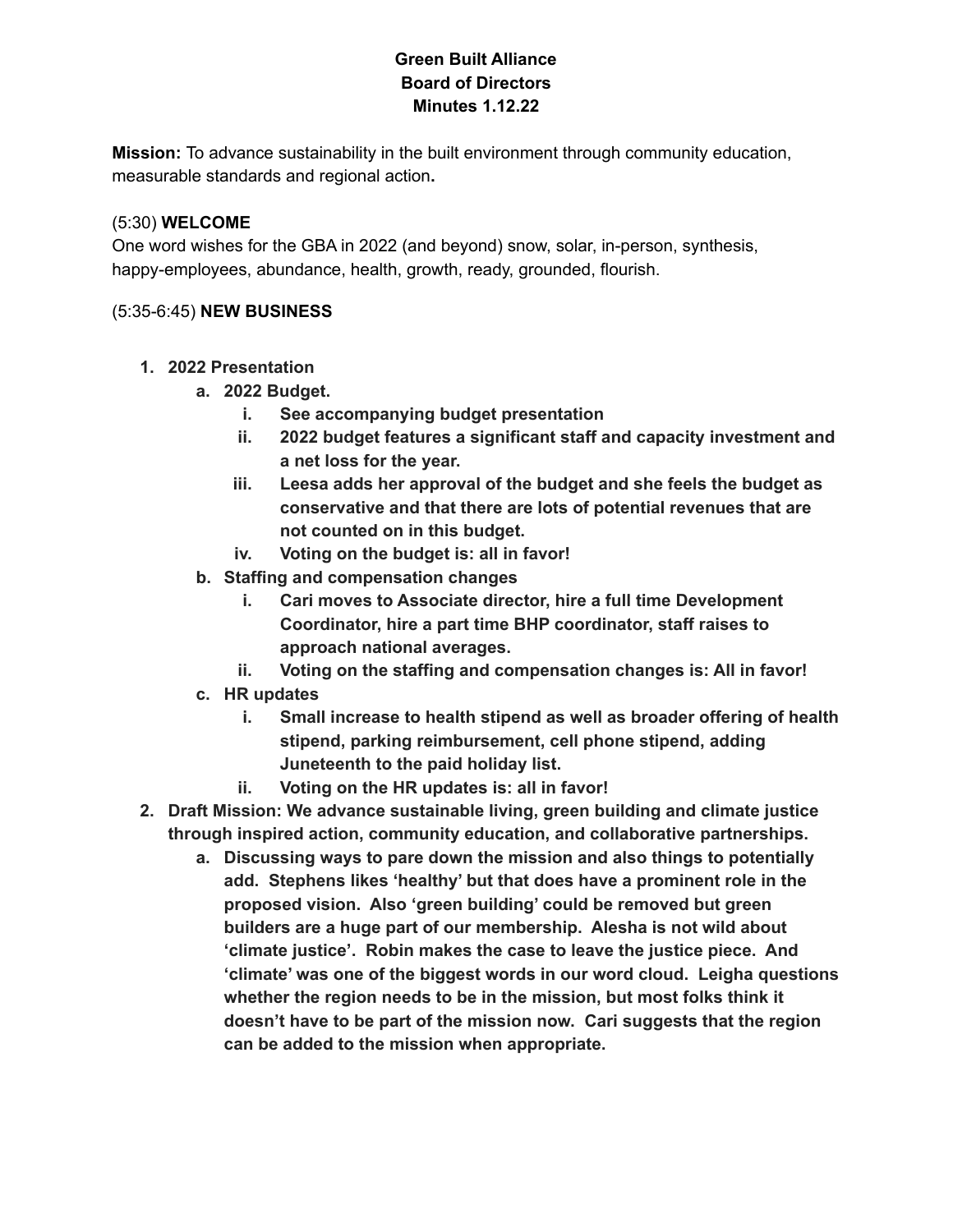**Green Built Alliance**
**Board of Directors**
**Minutes 1.12.22**

**Mission:** To advance sustainability in the built environment through community education, measurable standards and regional action**.**

(5:30) **WELCOME**

One word wishes for the GBA in 2022 (and beyond) snow, solar, in-person, synthesis, happy-employees, abundance, health, growth, ready, grounded, flourish.

(5:35-6:45) **NEW BUSINESS**

1. **2022 Presentation**
   a. **2022 Budget.**
      i. **See accompanying budget presentation**
      ii. **2022 budget features a significant staff and capacity investment and a net loss for the year.**
      iii. **Leesa adds her approval of the budget and she feels the budget as conservative and that there are lots of potential revenues that are not counted on in this budget.**
      iv. **Voting on the budget is: all in favor!**
   b. **Staffing and compensation changes**
      i. **Cari moves to Associate director, hire a full time Development Coordinator, hire a part time BHP coordinator, staff raises to approach national averages.**
      ii. **Voting on the staffing and compensation changes is: All in favor!**
   c. **HR updates**
      i. **Small increase to health stipend as well as broader offering of health stipend, parking reimbursement, cell phone stipend, adding Juneteenth to the paid holiday list.**
      ii. **Voting on the HR updates is: all in favor!**
2. **Draft Mission: We advance sustainable living, green building and climate justice through inspired action, community education, and collaborative partnerships.**
   a. **Discussing ways to pare down the mission and also things to potentially add. Stephens likes 'healthy' but that does have a prominent role in the proposed vision. Also 'green building' could be removed but green builders are a huge part of our membership. Alesha is not wild about 'climate justice'. Robin makes the case to leave the justice piece. And 'climate' was one of the biggest words in our word cloud. Leigha questions whether the region needs to be in the mission, but most folks think it doesn't have to be part of the mission now. Cari suggests that the region can be added to the mission when appropriate.**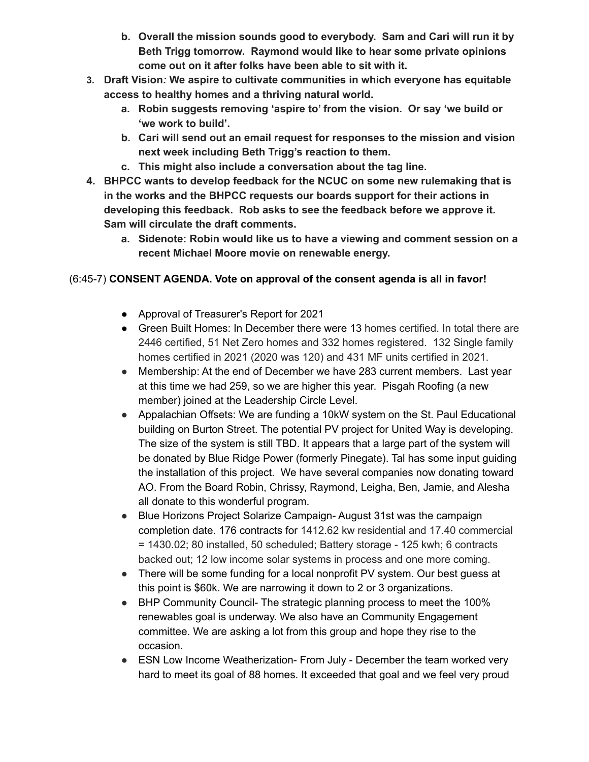b. **Overall the mission sounds good to everybody. Sam and Cari will run it by Beth Trigg tomorrow. Raymond would like to hear some private opinions come out on it after folks have been able to sit with it.**

3. **Draft Vision*:* We aspire to cultivate communities in which everyone has equitable access to healthy homes and a thriving natural world.**
   a. **Robin suggests removing 'aspire to' from the vision. Or say 'we build or 'we work to build'.**
   b. **Cari will send out an email request for responses to the mission and vision next week including Beth Trigg's reaction to them.**
   c. **This might also include a conversation about the tag line.**
4. **BHPCC wants to develop feedback for the NCUC on some new rulemaking that is in the works and the BHPCC requests our boards support for their actions in developing this feedback. Rob asks to see the feedback before we approve it. Sam will circulate the draft comments.**
   a. **Sidenote: Robin would like us to have a viewing and comment session on a recent Michael Moore movie on renewable energy.**

(6:45-7) **CONSENT AGENDA. Vote on approval of the consent agenda is all in favor!**

- Approval of Treasurer's Report for 2021
- Green Built Homes: In December there were 13 homes certified. In total there are 2446 certified, 51 Net Zero homes and 332 homes registered. 132 Single family homes certified in 2021 (2020 was 120) and 431 MF units certified in 2021.
- Membership: At the end of December we have 283 current members. Last year at this time we had 259, so we are higher this year. Pisgah Roofing (a new member) joined at the Leadership Circle Level.
- Appalachian Offsets: We are funding a 10kW system on the St. Paul Educational building on Burton Street. The potential PV project for United Way is developing. The size of the system is still TBD. It appears that a large part of the system will be donated by Blue Ridge Power (formerly Pinegate). Tal has some input guiding the installation of this project. We have several companies now donating toward AO. From the Board Robin, Chrissy, Raymond, Leigha, Ben, Jamie, and Alesha all donate to this wonderful program.
- Blue Horizons Project Solarize Campaign- August 31st was the campaign completion date. 176 contracts for 1412.62 kw residential and 17.40 commercial = 1430.02; 80 installed, 50 scheduled; Battery storage - 125 kwh; 6 contracts backed out; 12 low income solar systems in process and one more coming.
- There will be some funding for a local nonprofit PV system. Our best guess at this point is $60k. We are narrowing it down to 2 or 3 organizations.
- BHP Community Council- The strategic planning process to meet the 100% renewables goal is underway. We also have an Community Engagement committee. We are asking a lot from this group and hope they rise to the occasion.
- ESN Low Income Weatherization- From July - December the team worked very hard to meet its goal of 88 homes. It exceeded that goal and we feel very proud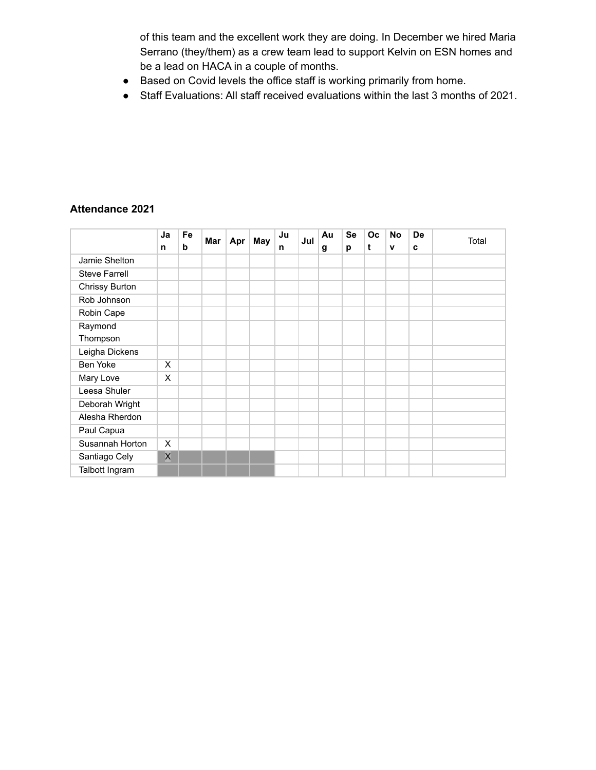of this team and the excellent work they are doing. In December we hired Maria Serrano (they/them) as a crew team lead to support Kelvin on ESN homes and be a lead on HACA in a couple of months.

- Based on Covid levels the office staff is working primarily from home.
- Staff Evaluations: All staff received evaluations within the last 3 months of 2021.

**Attendance 2021**

| | Jan | Feb | Mar | Apr | May | Jun | Jul | Aug | Sep | Oct | Nov | Dec | Total |
|---|---|---|---|---|---|---|---|---|---|---|---|---|---|
| Jamie Shelton | | | | | | | | | | | | | |
| Steve Farrell | | | | | | | | | | | | | |
| Chrissy Burton | | | | | | | | | | | | | |
| Rob Johnson | | | | | | | | | | | | | |
| Robin Cape | | | | | | | | | | | | | |
| Raymond Thompson | | | | | | | | | | | | | |
| Leigha Dickens | | | | | | | | | | | | | |
| Ben Yoke | X | | | | | | | | | | | | |
| Mary Love | X | | | | | | | | | | | | |
| Leesa Shuler | | | | | | | | | | | | | |
| Deborah Wright | | | | | | | | | | | | | |
| Alesha Rherdon | | | | | | | | | | | | | |
| Paul Capua | | | | | | | | | | | | | |
| Susannah Horton | X | | | | | | | | | | | | |
| Santiago Cely | X | | | | | | | | | | | | |
| Talbott Ingram | | | | | | | | | | | | | |